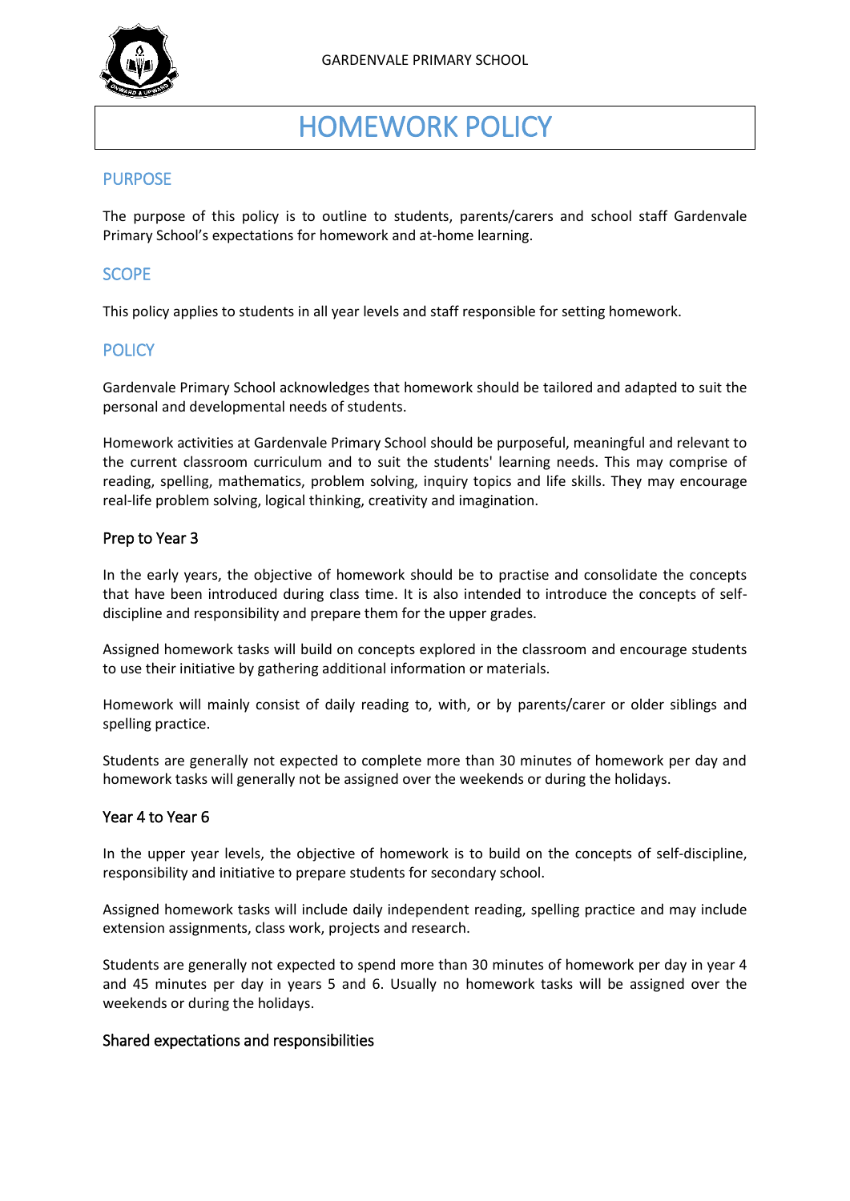GARDENVALE PRIMARY SCHOOL

# HOMEWORK POLICY

## PURPOSE

The purpose of this policy is to outline to students, parents/carers and school staff Gardenvale Primary School's expectations for homework and at-home learning.

## SCOPE

This policy applies to students in all year levels and staff responsible for setting homework.

## POLICY

Gardenvale Primary School acknowledges that homework should be tailored and adapted to suit the personal and developmental needs of students.

Homework activities at Gardenvale Primary School should be purposeful, meaningful and relevant to the current classroom curriculum and to suit the students' learning needs. This may comprise of reading, spelling, mathematics, problem solving, inquiry topics and life skills. They may encourage real-life problem solving, logical thinking, creativity and imagination.

### Prep to Year 3

In the early years, the objective of homework should be to practise and consolidate the concepts that have been introduced during class time. It is also intended to introduce the concepts of self-discipline and responsibility and prepare them for the upper grades.

Assigned homework tasks will build on concepts explored in the classroom and encourage students to use their initiative by gathering additional information or materials.

Homework will mainly consist of daily reading to, with, or by parents/carer or older siblings and spelling practice.

Students are generally not expected to complete more than 30 minutes of homework per day and homework tasks will generally not be assigned over the weekends or during the holidays.

### Year 4 to Year 6

In the upper year levels, the objective of homework is to build on the concepts of self-discipline, responsibility and initiative to prepare students for secondary school.

Assigned homework tasks will include daily independent reading, spelling practice and may include extension assignments, class work, projects and research.

Students are generally not expected to spend more than 30 minutes of homework per day in year 4 and 45 minutes per day in years 5 and 6. Usually no homework tasks will be assigned over the weekends or during the holidays.

### Shared expectations and responsibilities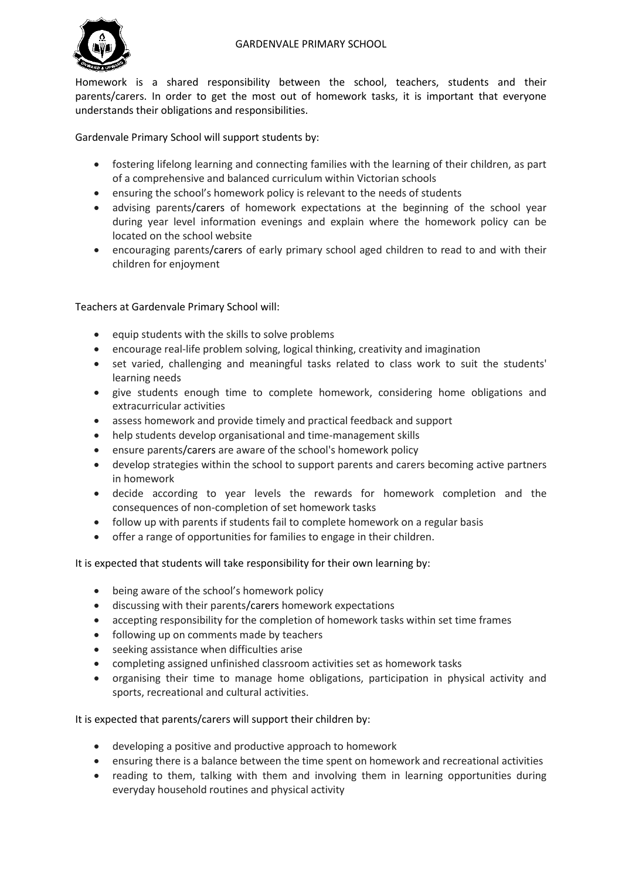Homework is a shared responsibility between the school, teachers, students and their parents/carers. In order to get the most out of homework tasks, it is important that everyone understands their obligations and responsibilities.

Gardenvale Primary School will support students by:

- fostering lifelong learning and connecting families with the learning of their children, as part of a comprehensive and balanced curriculum within Victorian schools
- ensuring the school's homework policy is relevant to the needs of students
- advising parents/carers of homework expectations at the beginning of the school year during year level information evenings and explain where the homework policy can be located on the school website
- encouraging parents/carers of early primary school aged children to read to and with their children for enjoyment

Teachers at Gardenvale Primary School will:

- equip students with the skills to solve problems
- encourage real-life problem solving, logical thinking, creativity and imagination
- set varied, challenging and meaningful tasks related to class work to suit the students' learning needs
- give students enough time to complete homework, considering home obligations and extracurricular activities
- assess homework and provide timely and practical feedback and support
- help students develop organisational and time-management skills
- ensure parents/carers are aware of the school's homework policy
- develop strategies within the school to support parents and carers becoming active partners in homework
- decide according to year levels the rewards for homework completion and the consequences of non-completion of set homework tasks
- follow up with parents if students fail to complete homework on a regular basis
- offer a range of opportunities for families to engage in their children.

It is expected that students will take responsibility for their own learning by:

- being aware of the school's homework policy
- discussing with their parents/carers homework expectations
- accepting responsibility for the completion of homework tasks within set time frames
- following up on comments made by teachers
- seeking assistance when difficulties arise
- completing assigned unfinished classroom activities set as homework tasks
- organising their time to manage home obligations, participation in physical activity and sports, recreational and cultural activities.

It is expected that parents/carers will support their children by:

- developing a positive and productive approach to homework
- ensuring there is a balance between the time spent on homework and recreational activities
- reading to them, talking with them and involving them in learning opportunities during everyday household routines and physical activity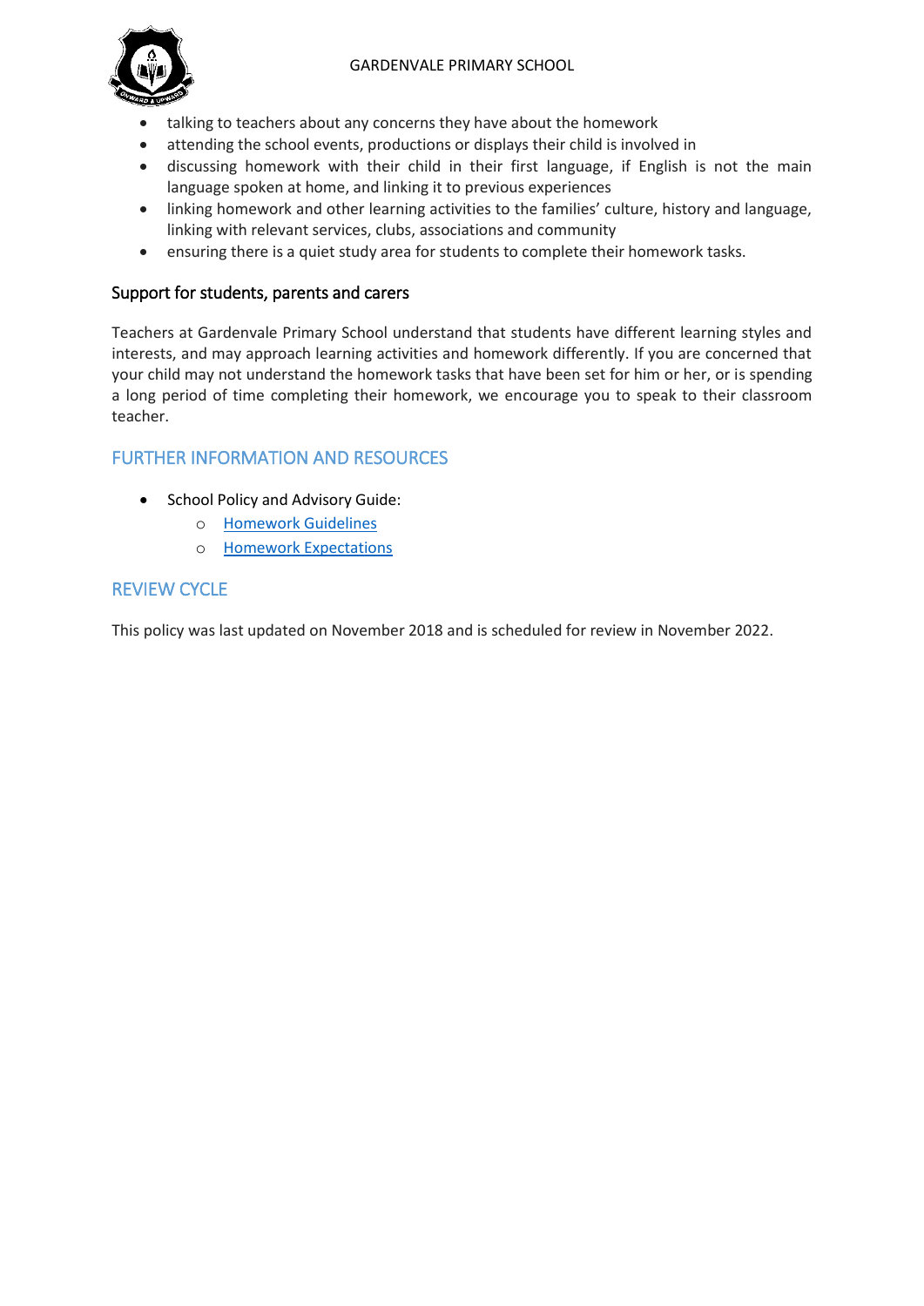- talking to teachers about any concerns they have about the homework
- attending the school events, productions or displays their child is involved in
- discussing homework with their child in their first language, if English is not the main language spoken at home, and linking it to previous experiences
- linking homework and other learning activities to the families' culture, history and language, linking with relevant services, clubs, associations and community
- ensuring there is a quiet study area for students to complete their homework tasks.

### Support for students, parents and carers

Teachers at Gardenvale Primary School understand that students have different learning styles and interests, and may approach learning activities and homework differently. If you are concerned that your child may not understand the homework tasks that have been set for him or her, or is spending a long period of time completing their homework, we encourage you to speak to their classroom teacher.

## FURTHER INFORMATION AND RESOURCES

- School Policy and Advisory Guide:
  - Homework Guidelines
  - Homework Expectations

## REVIEW CYCLE

This policy was last updated on November 2018 and is scheduled for review in November 2022.